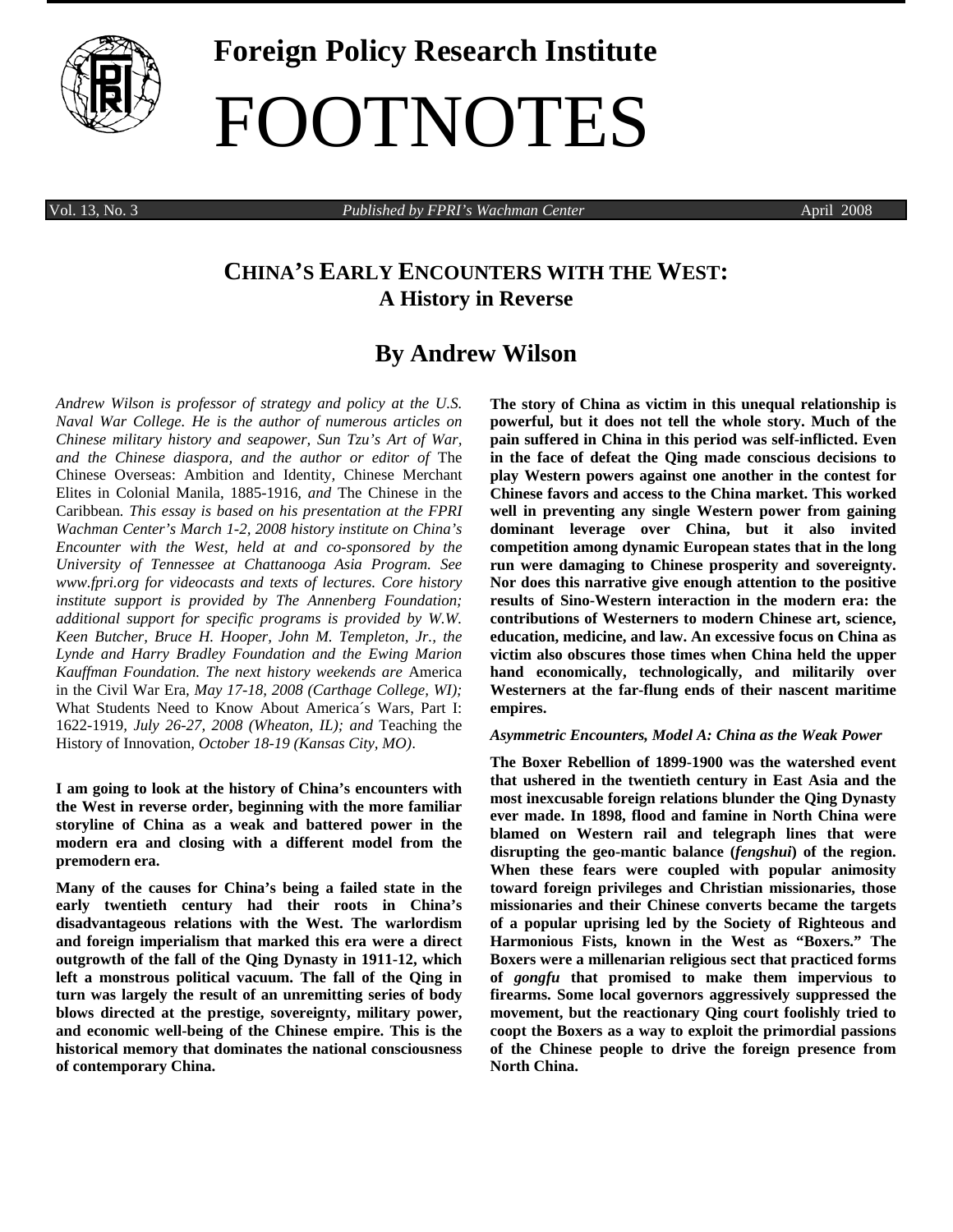# Foreign Policy Research Institute

# FOOTNOTES

Vol. 13, No. 3 — *Published by FPRI's Wachman Center* — April 2008

## CHINA'S EARLY ENCOUNTERS WITH THE WEST: A History in Reverse

### By Andrew Wilson

*Andrew Wilson is professor of strategy and policy at the U.S. Naval War College. He is the author of numerous articles on Chinese military history and seapower, Sun Tzu's Art of War, and the Chinese diaspora, and the author or editor of* The Chinese Overseas: Ambition and Identity, Chinese Merchant Elites in Colonial Manila, 1885-1916*, and* The Chinese in the Caribbean*. This essay is based on his presentation at the FPRI Wachman Center's March 1-2, 2008 history institute on China's Encounter with the West, held at and co-sponsored by the University of Tennessee at Chattanooga Asia Program. See www.fpri.org for videocasts and texts of lectures. Core history institute support is provided by The Annenberg Foundation; additional support for specific programs is provided by W.W. Keen Butcher, Bruce H. Hooper, John M. Templeton, Jr., the Lynde and Harry Bradley Foundation and the Ewing Marion Kauffman Foundation. The next history weekends are* America in the Civil War Era*, May 17-18, 2008 (Carthage College, WI);* What Students Need to Know About America´s Wars, Part I: 1622-1919*, July 26-27, 2008 (Wheaton, IL); and* Teaching the History of Innovation*, October 18-19 (Kansas City, MO).*

**I am going to look at the history of China's encounters with the West in reverse order, beginning with the more familiar storyline of China as a weak and battered power in the modern era and closing with a different model from the premodern era.**

**Many of the causes for China's being a failed state in the early twentieth century had their roots in China's disadvantageous relations with the West. The warlordism and foreign imperialism that marked this era were a direct outgrowth of the fall of the Qing Dynasty in 1911-12, which left a monstrous political vacuum. The fall of the Qing in turn was largely the result of an unremitting series of body blows directed at the prestige, sovereignty, military power, and economic well-being of the Chinese empire. This is the historical memory that dominates the national consciousness of contemporary China.**

**The story of China as victim in this unequal relationship is powerful, but it does not tell the whole story. Much of the pain suffered in China in this period was self-inflicted. Even in the face of defeat the Qing made conscious decisions to play Western powers against one another in the contest for Chinese favors and access to the China market. This worked well in preventing any single Western power from gaining dominant leverage over China, but it also invited competition among dynamic European states that in the long run were damaging to Chinese prosperity and sovereignty. Nor does this narrative give enough attention to the positive results of Sino-Western interaction in the modern era: the contributions of Westerners to modern Chinese art, science, education, medicine, and law. An excessive focus on China as victim also obscures those times when China held the upper hand economically, technologically, and militarily over Westerners at the far-flung ends of their nascent maritime empires.**

*Asymmetric Encounters, Model A: China as the Weak Power*

**The Boxer Rebellion of 1899-1900 was the watershed event that ushered in the twentieth century in East Asia and the most inexcusable foreign relations blunder the Qing Dynasty ever made. In 1898, flood and famine in North China were blamed on Western rail and telegraph lines that were disrupting the geo-mantic balance (*fengshui*) of the region. When these fears were coupled with popular animosity toward foreign privileges and Christian missionaries, those missionaries and their Chinese converts became the targets of a popular uprising led by the Society of Righteous and Harmonious Fists, known in the West as "Boxers." The Boxers were a millenarian religious sect that practiced forms of *gongfu* that promised to make them impervious to firearms. Some local governors aggressively suppressed the movement, but the reactionary Qing court foolishly tried to coopt the Boxers as a way to exploit the primordial passions of the Chinese people to drive the foreign presence from North China.**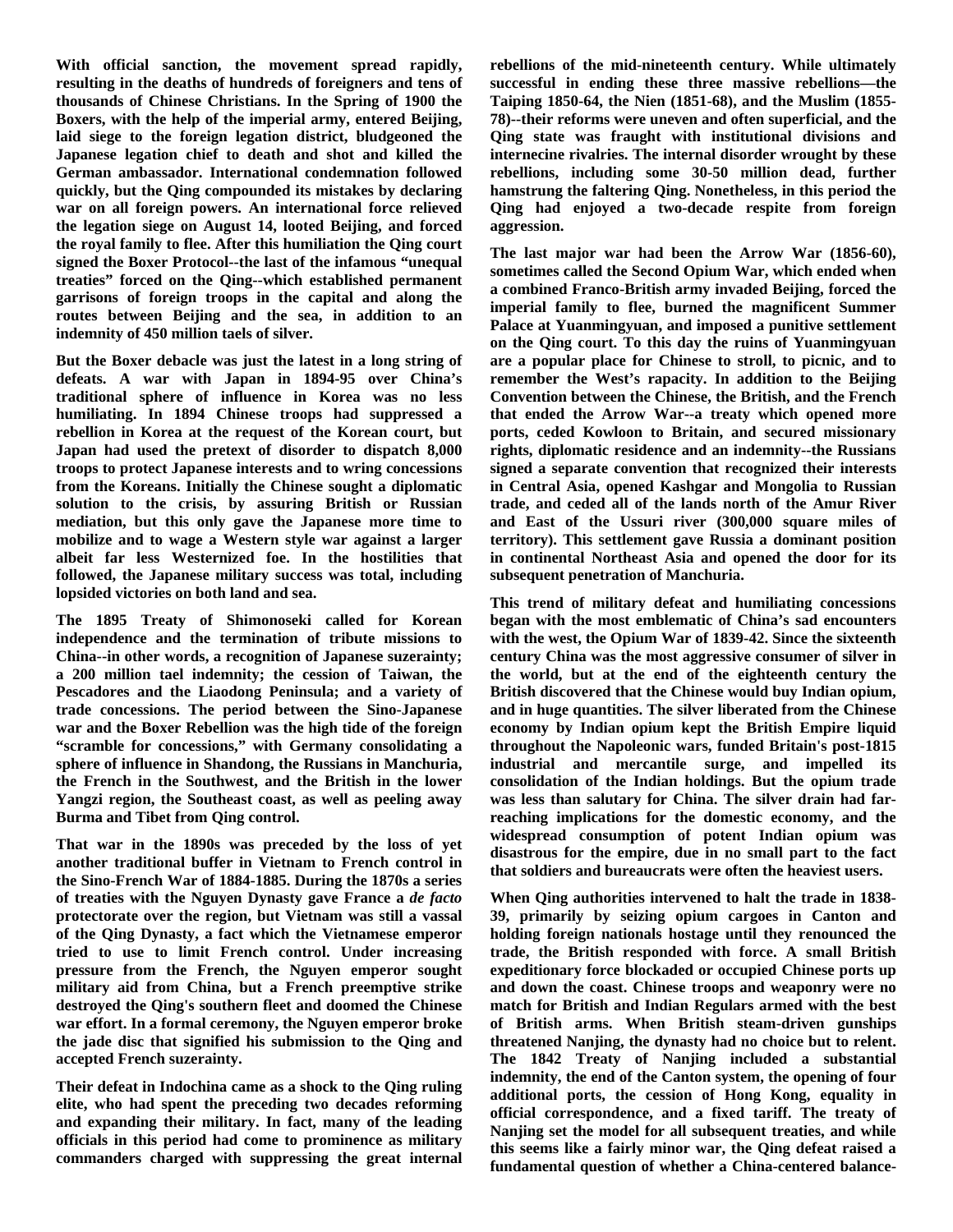With official sanction, the movement spread rapidly, resulting in the deaths of hundreds of foreigners and tens of thousands of Chinese Christians. In the Spring of 1900 the Boxers, with the help of the imperial army, entered Beijing, laid siege to the foreign legation district, bludgeoned the Japanese legation chief to death and shot and killed the German ambassador. International condemnation followed quickly, but the Qing compounded its mistakes by declaring war on all foreign powers. An international force relieved the legation siege on August 14, looted Beijing, and forced the royal family to flee. After this humiliation the Qing court signed the Boxer Protocol--the last of the infamous "unequal treaties" forced on the Qing--which established permanent garrisons of foreign troops in the capital and along the routes between Beijing and the sea, in addition to an indemnity of 450 million taels of silver.

But the Boxer debacle was just the latest in a long string of defeats. A war with Japan in 1894-95 over China's traditional sphere of influence in Korea was no less humiliating. In 1894 Chinese troops had suppressed a rebellion in Korea at the request of the Korean court, but Japan had used the pretext of disorder to dispatch 8,000 troops to protect Japanese interests and to wring concessions from the Koreans. Initially the Chinese sought a diplomatic solution to the crisis, by assuring British or Russian mediation, but this only gave the Japanese more time to mobilize and to wage a Western style war against a larger albeit far less Westernized foe. In the hostilities that followed, the Japanese military success was total, including lopsided victories on both land and sea.

The 1895 Treaty of Shimonoseki called for Korean independence and the termination of tribute missions to China--in other words, a recognition of Japanese suzerainty; a 200 million tael indemnity; the cession of Taiwan, the Pescadores and the Liaodong Peninsula; and a variety of trade concessions. The period between the Sino-Japanese war and the Boxer Rebellion was the high tide of the foreign "scramble for concessions," with Germany consolidating a sphere of influence in Shandong, the Russians in Manchuria, the French in the Southwest, and the British in the lower Yangzi region, the Southeast coast, as well as peeling away Burma and Tibet from Qing control.

That war in the 1890s was preceded by the loss of yet another traditional buffer in Vietnam to French control in the Sino-French War of 1884-1885. During the 1870s a series of treaties with the Nguyen Dynasty gave France a *de facto* protectorate over the region, but Vietnam was still a vassal of the Qing Dynasty, a fact which the Vietnamese emperor tried to use to limit French control. Under increasing pressure from the French, the Nguyen emperor sought military aid from China, but a French preemptive strike destroyed the Qing's southern fleet and doomed the Chinese war effort. In a formal ceremony, the Nguyen emperor broke the jade disc that signified his submission to the Qing and accepted French suzerainty.

Their defeat in Indochina came as a shock to the Qing ruling elite, who had spent the preceding two decades reforming and expanding their military. In fact, many of the leading officials in this period had come to prominence as military commanders charged with suppressing the great internal rebellions of the mid-nineteenth century. While ultimately successful in ending these three massive rebellions—the Taiping 1850-64, the Nien (1851-68), and the Muslim (1855-78)--their reforms were uneven and often superficial, and the Qing state was fraught with institutional divisions and internecine rivalries. The internal disorder wrought by these rebellions, including some 30-50 million dead, further hamstrung the faltering Qing. Nonetheless, in this period the Qing had enjoyed a two-decade respite from foreign aggression.

The last major war had been the Arrow War (1856-60), sometimes called the Second Opium War, which ended when a combined Franco-British army invaded Beijing, forced the imperial family to flee, burned the magnificent Summer Palace at Yuanmingyuan, and imposed a punitive settlement on the Qing court. To this day the ruins of Yuanmingyuan are a popular place for Chinese to stroll, to picnic, and to remember the West's rapacity. In addition to the Beijing Convention between the Chinese, the British, and the French that ended the Arrow War--a treaty which opened more ports, ceded Kowloon to Britain, and secured missionary rights, diplomatic residence and an indemnity--the Russians signed a separate convention that recognized their interests in Central Asia, opened Kashgar and Mongolia to Russian trade, and ceded all of the lands north of the Amur River and East of the Ussuri river (300,000 square miles of territory). This settlement gave Russia a dominant position in continental Northeast Asia and opened the door for its subsequent penetration of Manchuria.

This trend of military defeat and humiliating concessions began with the most emblematic of China's sad encounters with the west, the Opium War of 1839-42. Since the sixteenth century China was the most aggressive consumer of silver in the world, but at the end of the eighteenth century the British discovered that the Chinese would buy Indian opium, and in huge quantities. The silver liberated from the Chinese economy by Indian opium kept the British Empire liquid throughout the Napoleonic wars, funded Britain's post-1815 industrial and mercantile surge, and impelled its consolidation of the Indian holdings. But the opium trade was less than salutary for China. The silver drain had far-reaching implications for the domestic economy, and the widespread consumption of potent Indian opium was disastrous for the empire, due in no small part to the fact that soldiers and bureaucrats were often the heaviest users.

When Qing authorities intervened to halt the trade in 1838-39, primarily by seizing opium cargoes in Canton and holding foreign nationals hostage until they renounced the trade, the British responded with force. A small British expeditionary force blockaded or occupied Chinese ports up and down the coast. Chinese troops and weaponry were no match for British and Indian Regulars armed with the best of British arms. When British steam-driven gunships threatened Nanjing, the dynasty had no choice but to relent. The 1842 Treaty of Nanjing included a substantial indemnity, the end of the Canton system, the opening of four additional ports, the cession of Hong Kong, equality in official correspondence, and a fixed tariff. The treaty of Nanjing set the model for all subsequent treaties, and while this seems like a fairly minor war, the Qing defeat raised a fundamental question of whether a China-centered balance-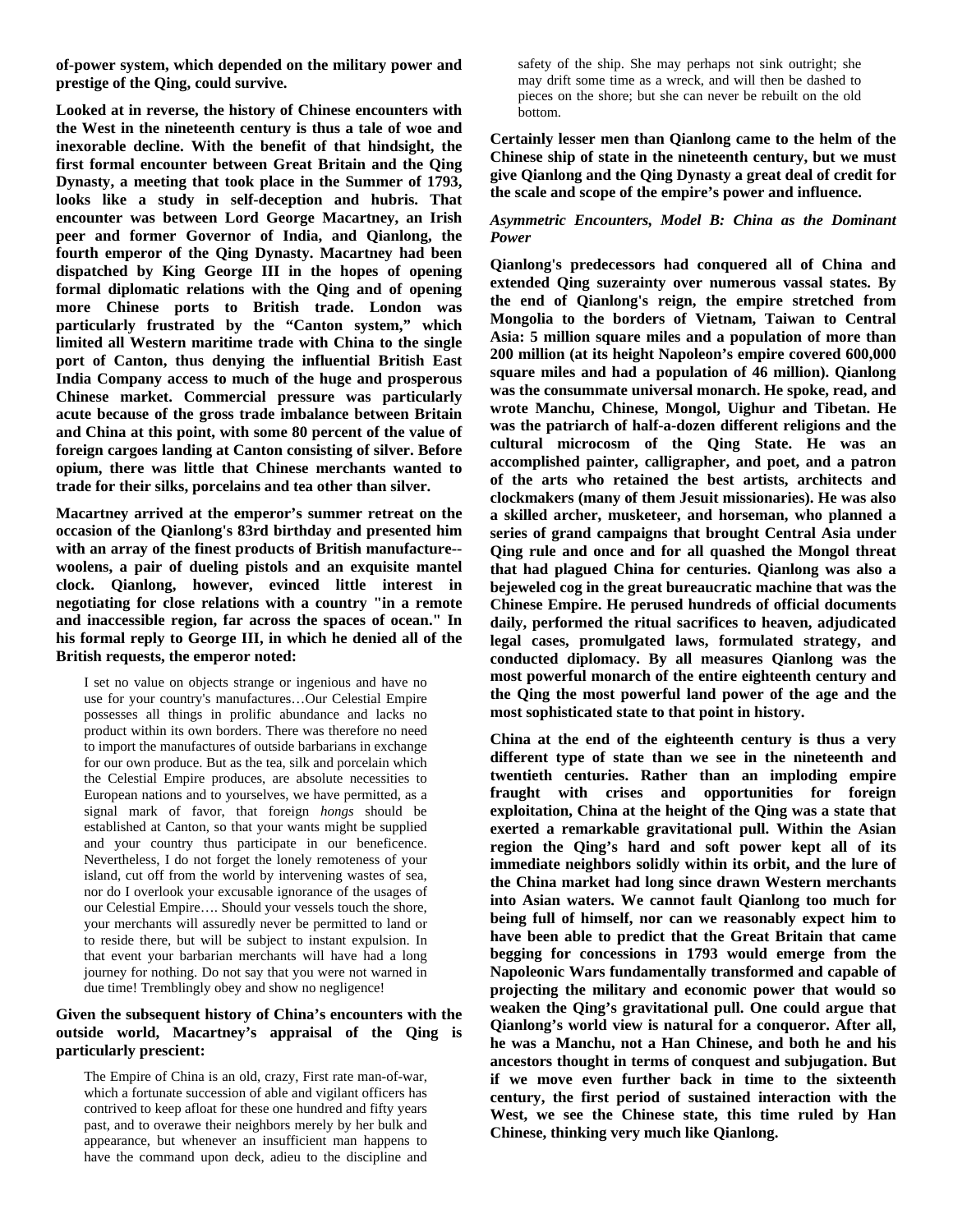**of-power system, which depended on the military power and prestige of the Qing, could survive.**

**Looked at in reverse, the history of Chinese encounters with the West in the nineteenth century is thus a tale of woe and inexorable decline. With the benefit of that hindsight, the first formal encounter between Great Britain and the Qing Dynasty, a meeting that took place in the Summer of 1793, looks like a study in self-deception and hubris. That encounter was between Lord George Macartney, an Irish peer and former Governor of India, and Qianlong, the fourth emperor of the Qing Dynasty. Macartney had been dispatched by King George III in the hopes of opening formal diplomatic relations with the Qing and of opening more Chinese ports to British trade. London was particularly frustrated by the "Canton system," which limited all Western maritime trade with China to the single port of Canton, thus denying the influential British East India Company access to much of the huge and prosperous Chinese market. Commercial pressure was particularly acute because of the gross trade imbalance between Britain and China at this point, with some 80 percent of the value of foreign cargoes landing at Canton consisting of silver. Before opium, there was little that Chinese merchants wanted to trade for their silks, porcelains and tea other than silver.**

**Macartney arrived at the emperor's summer retreat on the occasion of the Qianlong's 83rd birthday and presented him with an array of the finest products of British manufacture--woolens, a pair of dueling pistols and an exquisite mantel clock. Qianlong, however, evinced little interest in negotiating for close relations with a country "in a remote and inaccessible region, far across the spaces of ocean." In his formal reply to George III, in which he denied all of the British requests, the emperor noted:**

> I set no value on objects strange or ingenious and have no use for your country's manufactures…Our Celestial Empire possesses all things in prolific abundance and lacks no product within its own borders. There was therefore no need to import the manufactures of outside barbarians in exchange for our own produce. But as the tea, silk and porcelain which the Celestial Empire produces, are absolute necessities to European nations and to yourselves, we have permitted, as a signal mark of favor, that foreign *hongs* should be established at Canton, so that your wants might be supplied and your country thus participate in our beneficence. Nevertheless, I do not forget the lonely remoteness of your island, cut off from the world by intervening wastes of sea, nor do I overlook your excusable ignorance of the usages of our Celestial Empire…. Should your vessels touch the shore, your merchants will assuredly never be permitted to land or to reside there, but will be subject to instant expulsion. In that event your barbarian merchants will have had a long journey for nothing. Do not say that you were not warned in due time! Tremblingly obey and show no negligence!

**Given the subsequent history of China's encounters with the outside world, Macartney's appraisal of the Qing is particularly prescient:**

> The Empire of China is an old, crazy, First rate man-of-war, which a fortunate succession of able and vigilant officers has contrived to keep afloat for these one hundred and fifty years past, and to overawe their neighbors merely by her bulk and appearance, but whenever an insufficient man happens to have the command upon deck, adieu to the discipline and safety of the ship. She may perhaps not sink outright; she may drift some time as a wreck, and will then be dashed to pieces on the shore; but she can never be rebuilt on the old bottom.

**Certainly lesser men than Qianlong came to the helm of the Chinese ship of state in the nineteenth century, but we must give Qianlong and the Qing Dynasty a great deal of credit for the scale and scope of the empire's power and influence.**

*Asymmetric Encounters, Model B: China as the Dominant Power*

**Qianlong's predecessors had conquered all of China and extended Qing suzerainty over numerous vassal states. By the end of Qianlong's reign, the empire stretched from Mongolia to the borders of Vietnam, Taiwan to Central Asia: 5 million square miles and a population of more than 200 million (at its height Napoleon's empire covered 600,000 square miles and had a population of 46 million). Qianlong was the consummate universal monarch. He spoke, read, and wrote Manchu, Chinese, Mongol, Uighur and Tibetan. He was the patriarch of half-a-dozen different religions and the cultural microcosm of the Qing State. He was an accomplished painter, calligrapher, and poet, and a patron of the arts who retained the best artists, architects and clockmakers (many of them Jesuit missionaries). He was also a skilled archer, musketeer, and horseman, who planned a series of grand campaigns that brought Central Asia under Qing rule and once and for all quashed the Mongol threat that had plagued China for centuries. Qianlong was also a bejeweled cog in the great bureaucratic machine that was the Chinese Empire. He perused hundreds of official documents daily, performed the ritual sacrifices to heaven, adjudicated legal cases, promulgated laws, formulated strategy, and conducted diplomacy. By all measures Qianlong was the most powerful monarch of the entire eighteenth century and the Qing the most powerful land power of the age and the most sophisticated state to that point in history.**

**China at the end of the eighteenth century is thus a very different type of state than we see in the nineteenth and twentieth centuries. Rather than an imploding empire fraught with crises and opportunities for foreign exploitation, China at the height of the Qing was a state that exerted a remarkable gravitational pull. Within the Asian region the Qing's hard and soft power kept all of its immediate neighbors solidly within its orbit, and the lure of the China market had long since drawn Western merchants into Asian waters. We cannot fault Qianlong too much for being full of himself, nor can we reasonably expect him to have been able to predict that the Great Britain that came begging for concessions in 1793 would emerge from the Napoleonic Wars fundamentally transformed and capable of projecting the military and economic power that would so weaken the Qing's gravitational pull. One could argue that Qianlong's world view is natural for a conqueror. After all, he was a Manchu, not a Han Chinese, and both he and his ancestors thought in terms of conquest and subjugation. But if we move even further back in time to the sixteenth century, the first period of sustained interaction with the West, we see the Chinese state, this time ruled by Han Chinese, thinking very much like Qianlong.**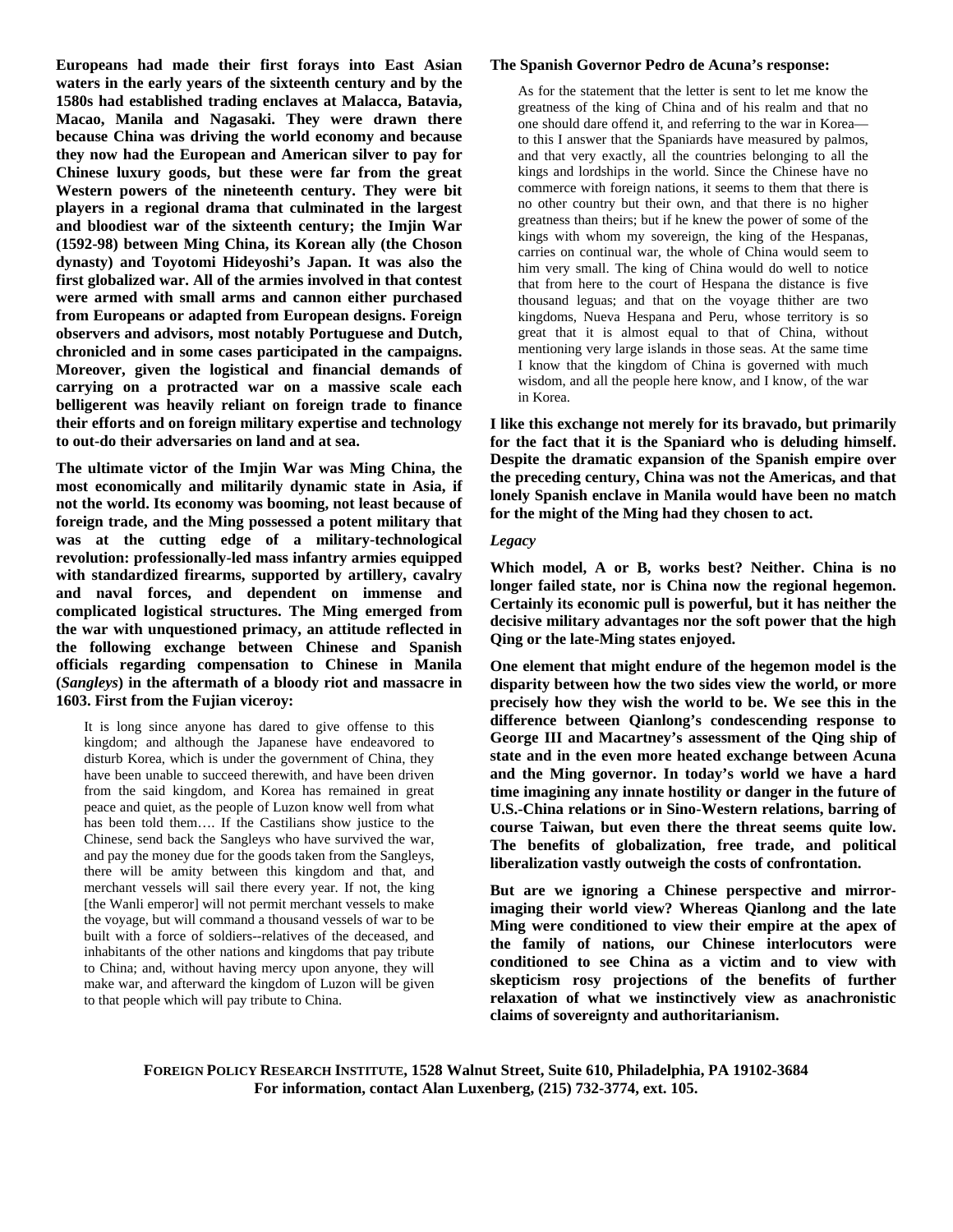**Europeans had made their first forays into East Asian waters in the early years of the sixteenth century and by the 1580s had established trading enclaves at Malacca, Batavia, Macao, Manila and Nagasaki. They were drawn there because China was driving the world economy and because they now had the European and American silver to pay for Chinese luxury goods, but these were far from the great Western powers of the nineteenth century. They were bit players in a regional drama that culminated in the largest and bloodiest war of the sixteenth century; the Imjin War (1592-98) between Ming China, its Korean ally (the Choson dynasty) and Toyotomi Hideyoshi's Japan. It was also the first globalized war. All of the armies involved in that contest were armed with small arms and cannon either purchased from Europeans or adapted from European designs. Foreign observers and advisors, most notably Portuguese and Dutch, chronicled and in some cases participated in the campaigns. Moreover, given the logistical and financial demands of carrying on a protracted war on a massive scale each belligerent was heavily reliant on foreign trade to finance their efforts and on foreign military expertise and technology to out-do their adversaries on land and at sea.**

**The ultimate victor of the Imjin War was Ming China, the most economically and militarily dynamic state in Asia, if not the world. Its economy was booming, not least because of foreign trade, and the Ming possessed a potent military that was at the cutting edge of a military-technological revolution: professionally-led mass infantry armies equipped with standardized firearms, supported by artillery, cavalry and naval forces, and dependent on immense and complicated logistical structures. The Ming emerged from the war with unquestioned primacy, an attitude reflected in the following exchange between Chinese and Spanish officials regarding compensation to Chinese in Manila (*Sangleys*) in the aftermath of a bloody riot and massacre in 1603. First from the Fujian viceroy:**

> It is long since anyone has dared to give offense to this kingdom; and although the Japanese have endeavored to disturb Korea, which is under the government of China, they have been unable to succeed therewith, and have been driven from the said kingdom, and Korea has remained in great peace and quiet, as the people of Luzon know well from what has been told them…. If the Castilians show justice to the Chinese, send back the Sangleys who have survived the war, and pay the money due for the goods taken from the Sangleys, there will be amity between this kingdom and that, and merchant vessels will sail there every year. If not, the king [the Wanli emperor] will not permit merchant vessels to make the voyage, but will command a thousand vessels of war to be built with a force of soldiers--relatives of the deceased, and inhabitants of the other nations and kingdoms that pay tribute to China; and, without having mercy upon anyone, they will make war, and afterward the kingdom of Luzon will be given to that people which will pay tribute to China.

**The Spanish Governor Pedro de Acuna's response:**

> As for the statement that the letter is sent to let me know the greatness of the king of China and of his realm and that no one should dare offend it, and referring to the war in Korea—to this I answer that the Spaniards have measured by palmos, and that very exactly, all the countries belonging to all the kings and lordships in the world. Since the Chinese have no commerce with foreign nations, it seems to them that there is no other country but their own, and that there is no higher greatness than theirs; but if he knew the power of some of the kings with whom my sovereign, the king of the Hespanas, carries on continual war, the whole of China would seem to him very small. The king of China would do well to notice that from here to the court of Hespana the distance is five thousand leguas; and that on the voyage thither are two kingdoms, Nueva Hespana and Peru, whose territory is so great that it is almost equal to that of China, without mentioning very large islands in those seas. At the same time I know that the kingdom of China is governed with much wisdom, and all the people here know, and I know, of the war in Korea.

**I like this exchange not merely for its bravado, but primarily for the fact that it is the Spaniard who is deluding himself. Despite the dramatic expansion of the Spanish empire over the preceding century, China was not the Americas, and that lonely Spanish enclave in Manila would have been no match for the might of the Ming had they chosen to act.**

***Legacy***

**Which model, A or B, works best? Neither. China is no longer failed state, nor is China now the regional hegemon. Certainly its economic pull is powerful, but it has neither the decisive military advantages nor the soft power that the high Qing or the late-Ming states enjoyed.**

**One element that might endure of the hegemon model is the disparity between how the two sides view the world, or more precisely how they wish the world to be. We see this in the difference between Qianlong's condescending response to George III and Macartney's assessment of the Qing ship of state and in the even more heated exchange between Acuna and the Ming governor. In today's world we have a hard time imagining any innate hostility or danger in the future of U.S.-China relations or in Sino-Western relations, barring of course Taiwan, but even there the threat seems quite low. The benefits of globalization, free trade, and political liberalization vastly outweigh the costs of confrontation.**

**But are we ignoring a Chinese perspective and mirror-imaging their world view? Whereas Qianlong and the late Ming were conditioned to view their empire at the apex of the family of nations, our Chinese interlocutors were conditioned to see China as a victim and to view with skepticism rosy projections of the benefits of further relaxation of what we instinctively view as anachronistic claims of sovereignty and authoritarianism.**

**FOREIGN POLICY RESEARCH INSTITUTE, 1528 Walnut Street, Suite 610, Philadelphia, PA 19102-3684**
**For information, contact Alan Luxenberg, (215) 732-3774, ext. 105.**